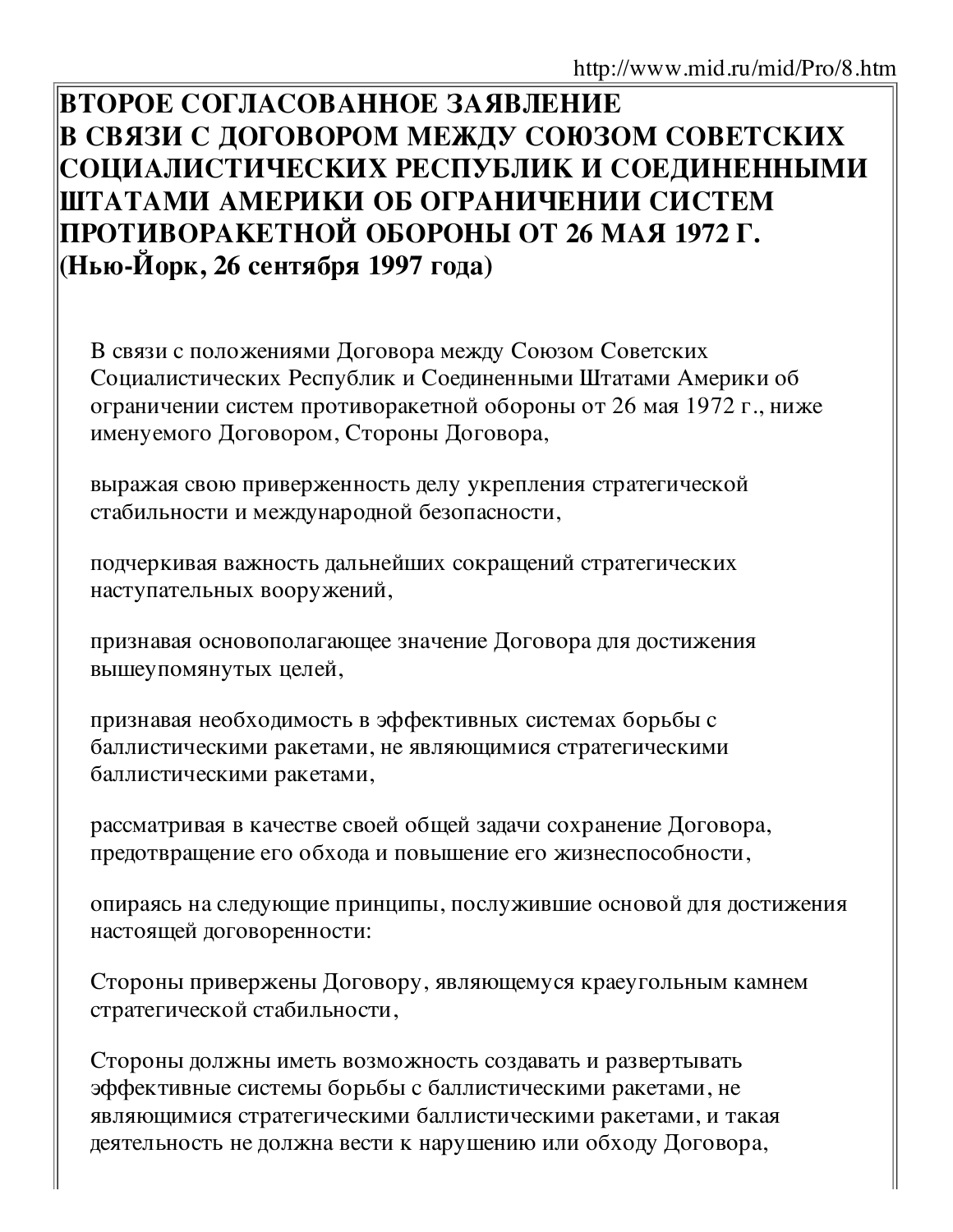# ВТОРОЕ СОГЛАСОВАННОЕ ЗАЯВЛЕНИЕ В СВЯЗИ С ДОГОВОРОМ МЕЖДУ СОЮЗОМ СОВЕТСКИХ СОЦИАЛИСТИЧЕСКИХ РЕСПУБЛИК И СОЕДИНЕННЫМИ ШТАТАМИ АМЕРИКИ ОБ ОГРАНИЧЕНИИ СИСТЕМ ПРОТИВОРАКЕТНОЙ ОБОРОНЫ ОТ 26 МАЯ 1972 Г. (Нью-Йорк, 26 сентября 1997 года)

В связи с положениями Договора между Союзом Советских Социалистических Республик и Соединенными Штатами Америки об ограничении систем противоракетной обороны от 26 мая 1972 г., ниже именуемого Договором, Стороны Договора,

выражая свою приверженность делу укрепления стратегической стабильности и международной безопасности,

подчеркивая важность дальнейших сокращений стратегических наступательных вооружений,

признавая основополагающее значение Договора для достижения вышеупомянутых целей,

признавая необходимость в эффективных системах борьбы с баллистическими ракетами, не являющимися стратегическими баллистическими ракетами,

рассматривая в качестве своей общей задачи сохранение Договора, предотвращение его обхода и повышение его жизнеспособности,

опираясь на следующие принципы, послужившие основой для достижения настоящей договоренности:

Стороны привержены Договору, являющемуся краеугольным камнем стратегической стабильности,

Стороны должны иметь возможность создавать и развертывать эффективные системы борьбы с баллистическими ракетами, не являющимися стратегическими баллистическими ракетами, и такая деятельность не должна вести к нарушению или обходу Договора,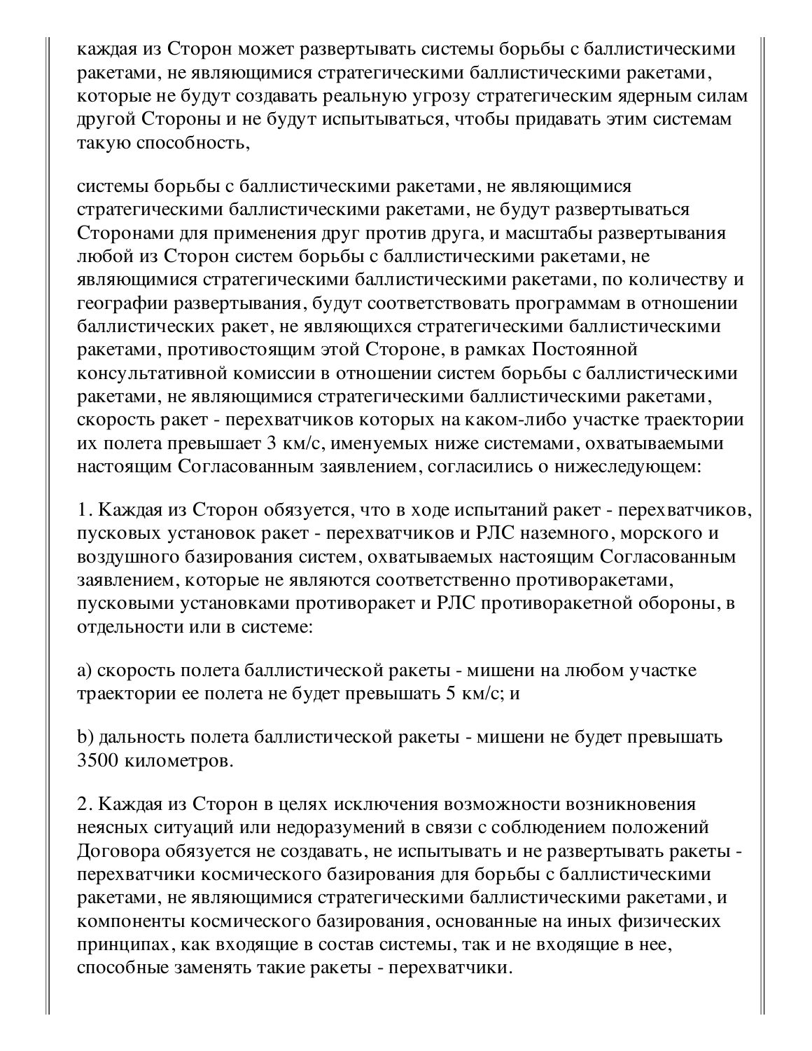каждая из Сторон может развертывать системы борьбы с баллистическими ракетами, не являющимися стратегическими баллистическими ракетами, которые не будут создавать реальную угрозу стратегическим ядерным силам другой Стороны и не будут испытываться, чтобы придавать этим системам такую способность,

системы борьбы с баллистическими ракетами, не являющимися стратегическими баллистическими ракетами, не будут развертываться Сторонами для применения друг против друга, и масштабы развертывания любой из Сторон систем борьбы с баллистическими ракетами, не являющимися стратегическими баллистическими ракетами, по количеству и географии развертывания, будут соответствовать программам в отношении баллистических ракет, не являющихся стратегическими баллистическими ракетами, противостоящим этой Стороне, в рамках Постоянной консультативной комиссии в отношении систем борьбы с баллистическими ракетами, не являющимися стратегическими баллистическими ракетами, скорость ракет - перехватчиков которых на каком-либо участке траектории их полета превышает 3 км/с, именуемых ниже системами, охватываемыми настоящим Согласованным заявлением, согласились о нижеследующем:

1. Каждая из Сторон обязуется, что в ходе испытаний ракет - перехватчиков, пусковых установок ракет - перехватчиков и РЛС наземного, морского и воздушного базирования систем, охватываемых настоящим Согласованным заявлением, которые не являются соответственно противоракетами, пусковыми установками противоракет и РЛС противоракетной обороны, в отдельности или в системе:

a) скорость полета баллистической ракеты - мишени на любом участке траектории ее полета не будет превышать 5 км/с; и

b) дальность полета баллистической ракеты - мишени не будет превышать 3500 километров.

2. Каждая из Сторон в целях исключения возможности возникновения неясных ситуаций или недоразумений в связи с соблюдением положений Договора обязуется не создавать, не испытывать и не развертывать ракеты - перехватчики космического базирования для борьбы с баллистическими ракетами, не являющимися стратегическими баллистическими ракетами, и компоненты космического базирования, основанные на иных физических принципах, как входящие в состав системы, так и не входящие в нее, способные заменять такие ракеты - перехватчики.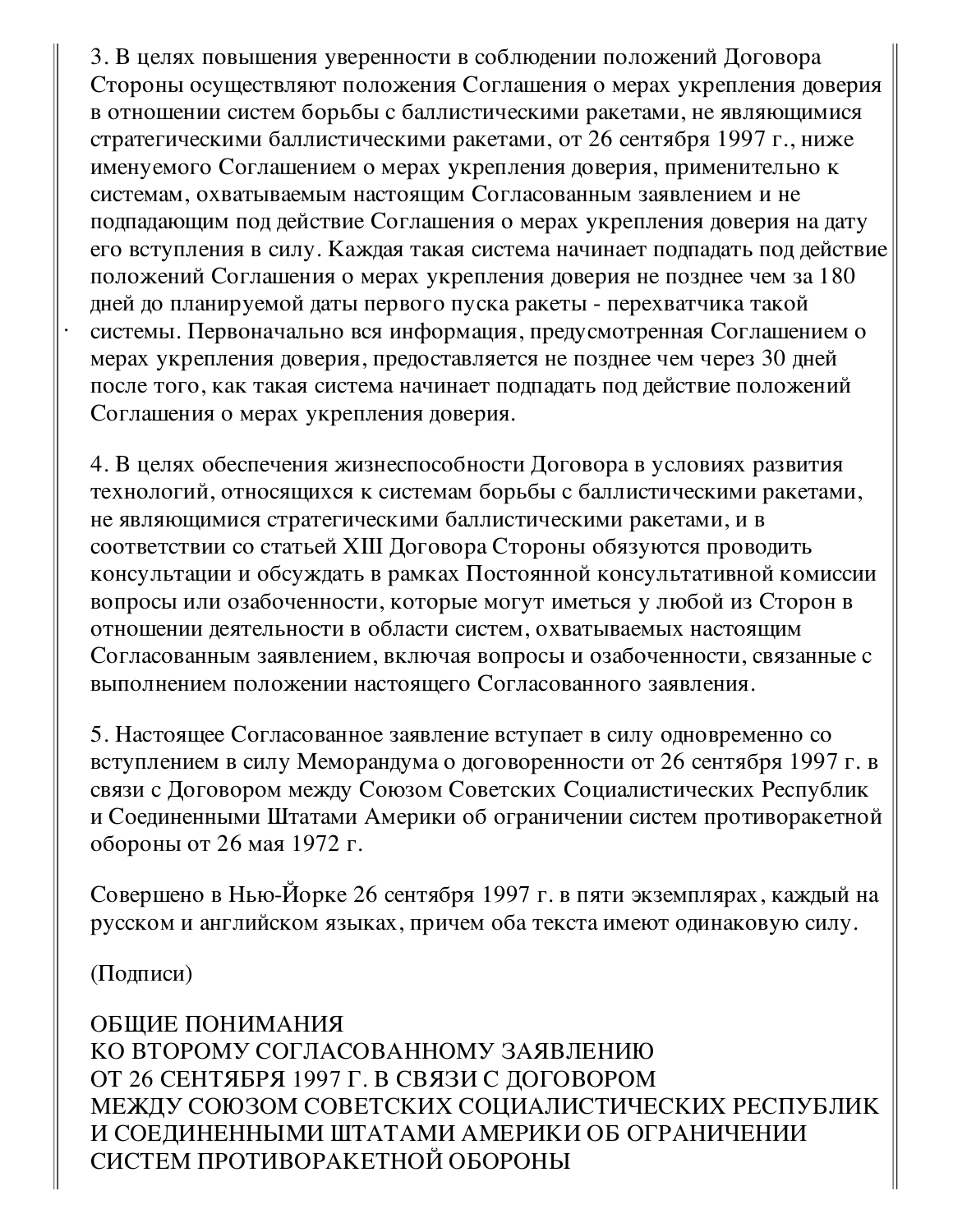3. В целях повышения уверенности в соблюдении положений Договора Стороны осуществляют положения Соглашения о мерах укрепления доверия в отношении систем борьбы с баллистическими ракетами, не являющимися стратегическими баллистическими ракетами, от 26 сентября 1997 г., ниже именуемого Соглашением о мерах укрепления доверия, применительно к системам, охватываемым настоящим Согласованным заявлением и не подпадающим под действие Соглашения о мерах укрепления доверия на дату его вступления в силу. Каждая такая система начинает подпадать под действие положений Соглашения о мерах укрепления доверия не позднее чем за 180 дней до планируемой даты первого пуска ракеты - перехватчика такой системы. Первоначально вся информация, предусмотренная Соглашением о мерах укрепления доверия, предоставляется не позднее чем через 30 дней после того, как такая система начинает подпадать под действие положений Соглашения о мерах укрепления доверия.

4. В целях обеспечения жизнеспособности Договора в условиях развития технологий, относящихся к системам борьбы с баллистическими ракетами, не являющимися стратегическими баллистическими ракетами, и в соответствии со статьей XIII Договора Стороны обязуются проводить консультации и обсуждать в рамках Постоянной консультативной комиссии вопросы или озабоченности, которые могут иметься у любой из Сторон в отношении деятельности в области систем, охватываемых настоящим Согласованным заявлением, включая вопросы и озабоченности, связанные с выполнением положении настоящего Согласованного заявления.

5. Настоящее Согласованное заявление вступает в силу одновременно со вступлением в силу Меморандума о договоренности от 26 сентября 1997 г. в связи с Договором между Союзом Советских Социалистических Республик и Соединенными Штатами Америки об ограничении систем противоракетной обороны от 26 мая 1972 г.

Совершено в Нью-Йорке 26 сентября 1997 г. в пяти экземплярах, каждый на русском и английском языках, причем оба текста имеют одинаковую силу.

(Подписи)

## ОБЩИЕ ПОНИМАНИЯ КО ВТОРОМУ СОГЛАСОВАННОМУ ЗАЯВЛЕНИЮ ОТ 26 СЕНТЯБРЯ 1997 Г. В СВЯЗИ С ДОГОВОРОМ МЕЖДУ СОЮЗОМ СОВЕТСКИХ СОЦИАЛИСТИЧЕСКИХ РЕСПУБЛИК И СОЕДИНЕННЫМИ ШТАТАМИ АМЕРИКИ ОБ ОГРАНИЧЕНИИ СИСТЕМ ПРОТИВОРАКЕТНОЙ ОБОРОНЫ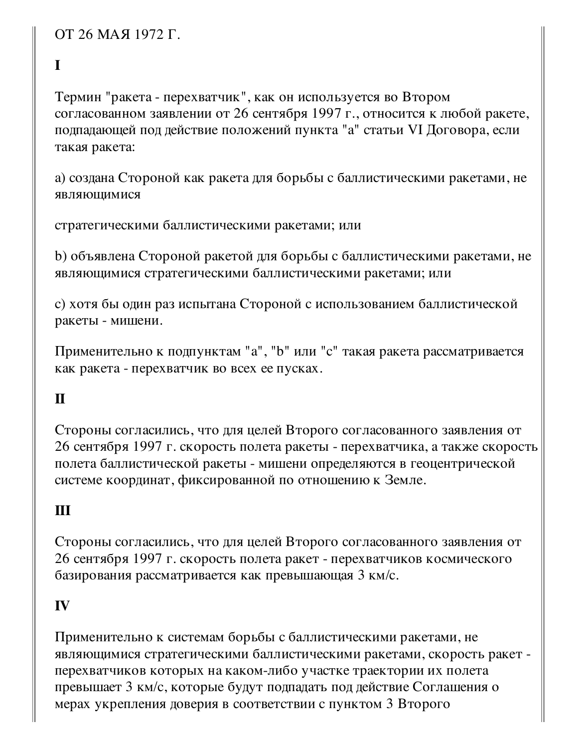ОТ 26 МАЯ 1972 Г.

**I**

Термин "ракета - перехватчик", как он используется во Втором согласованном заявлении от 26 сентября 1997 г., относится к любой ракете, подпадающей под действие положений пункта "a" статьи VI Договора, если такая ракета:

a) создана Стороной как ракета для борьбы с баллистическими ракетами, не являющимися

стратегическими баллистическими ракетами; или

b) объявлена Стороной ракетой для борьбы с баллистическими ракетами, не являющимися стратегическими баллистическими ракетами; или

c) хотя бы один раз испытана Стороной с использованием баллистической ракеты - мишени.

Применительно к подпунктам "a", "b" или "c" такая ракета рассматривается как ракета - перехватчик во всех ее пусках.

**II**

Стороны согласились, что для целей Второго согласованного заявления от 26 сентября 1997 г. скорость полета ракеты - перехватчика, а также скорость полета баллистической ракеты - мишени определяются в геоцентрической системе координат, фиксированной по отношению к Земле.

**III**

Стороны согласились, что для целей Второго согласованного заявления от 26 сентября 1997 г. скорость полета ракет - перехватчиков космического базирования рассматривается как превышающая 3 км/с.

**IV**

Применительно к системам борьбы с баллистическими ракетами, не являющимися стратегическими баллистическими ракетами, скорость ракет - перехватчиков которых на каком-либо участке траектории их полета превышает 3 км/с, которые будут подпадать под действие Соглашения о мерах укрепления доверия в соответствии с пунктом 3 Второго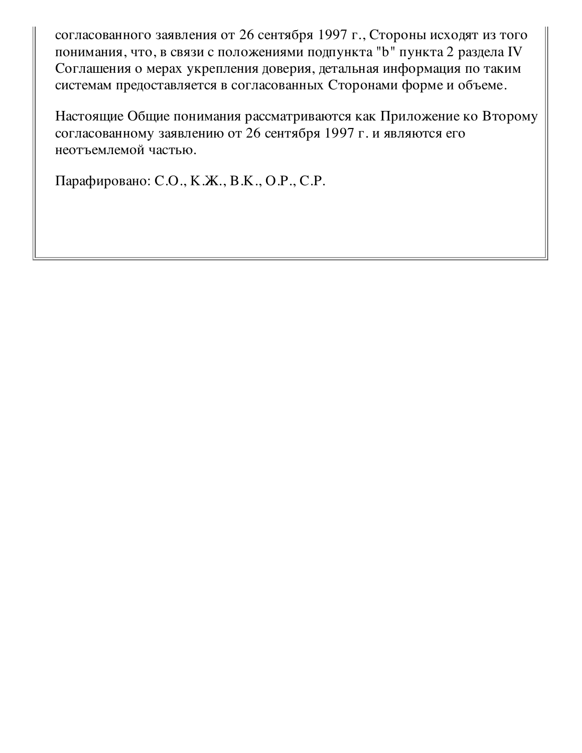согласованного заявления от 26 сентября 1997 г., Стороны исходят из того понимания, что, в связи с положениями подпункта "b" пункта 2 раздела IV Соглашения о мерах укрепления доверия, детальная информация по таким системам предоставляется в согласованных Сторонами форме и объеме.

Настоящие Общие понимания рассматриваются как Приложение ко Второму согласованному заявлению от 26 сентября 1997 г. и являются его неотъемлемой частью.

Парафировано: С.О., К.Ж., В.К., О.Р., С.Р.